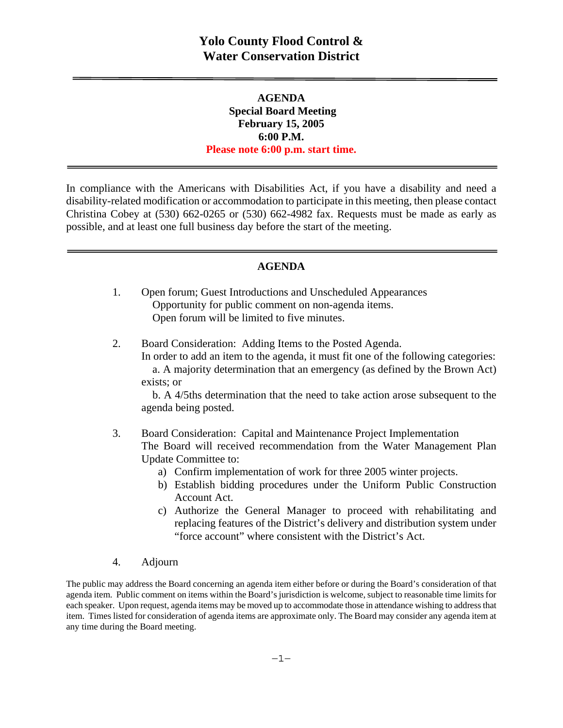# Yolo County Flood Control & Water Conservation District

**AGENDA**
**Special Board Meeting**
**February 15, 2005**
**6:00 P.M.**
**Please note 6:00 p.m. start time.**

---

In compliance with the Americans with Disabilities Act, if you have a disability and need a disability-related modification or accommodation to participate in this meeting, then please contact Christina Cobey at (530) 662-0265 or (530) 662-4982 fax. Requests must be made as early as possible, and at least one full business day before the start of the meeting.

---

## AGENDA

1. Open forum; Guest Introductions and Unscheduled Appearances
   Opportunity for public comment on non-agenda items.
   Open forum will be limited to five minutes.

2. Board Consideration: Adding Items to the Posted Agenda.
   In order to add an item to the agenda, it must fit one of the following categories:
   a. A majority determination that an emergency (as defined by the Brown Act) exists; or
   b. A 4/5ths determination that the need to take action arose subsequent to the agenda being posted.

3. Board Consideration: Capital and Maintenance Project Implementation
   The Board will received recommendation from the Water Management Plan Update Committee to:
   a) Confirm implementation of work for three 2005 winter projects.
   b) Establish bidding procedures under the Uniform Public Construction Account Act.
   c) Authorize the General Manager to proceed with rehabilitating and replacing features of the District's delivery and distribution system under "force account" where consistent with the District's Act.

4. Adjourn

The public may address the Board concerning an agenda item either before or during the Board's consideration of that agenda item. Public comment on items within the Board's jurisdiction is welcome, subject to reasonable time limits for each speaker. Upon request, agenda items may be moved up to accommodate those in attendance wishing to address that item. Times listed for consideration of agenda items are approximate only. The Board may consider any agenda item at any time during the Board meeting.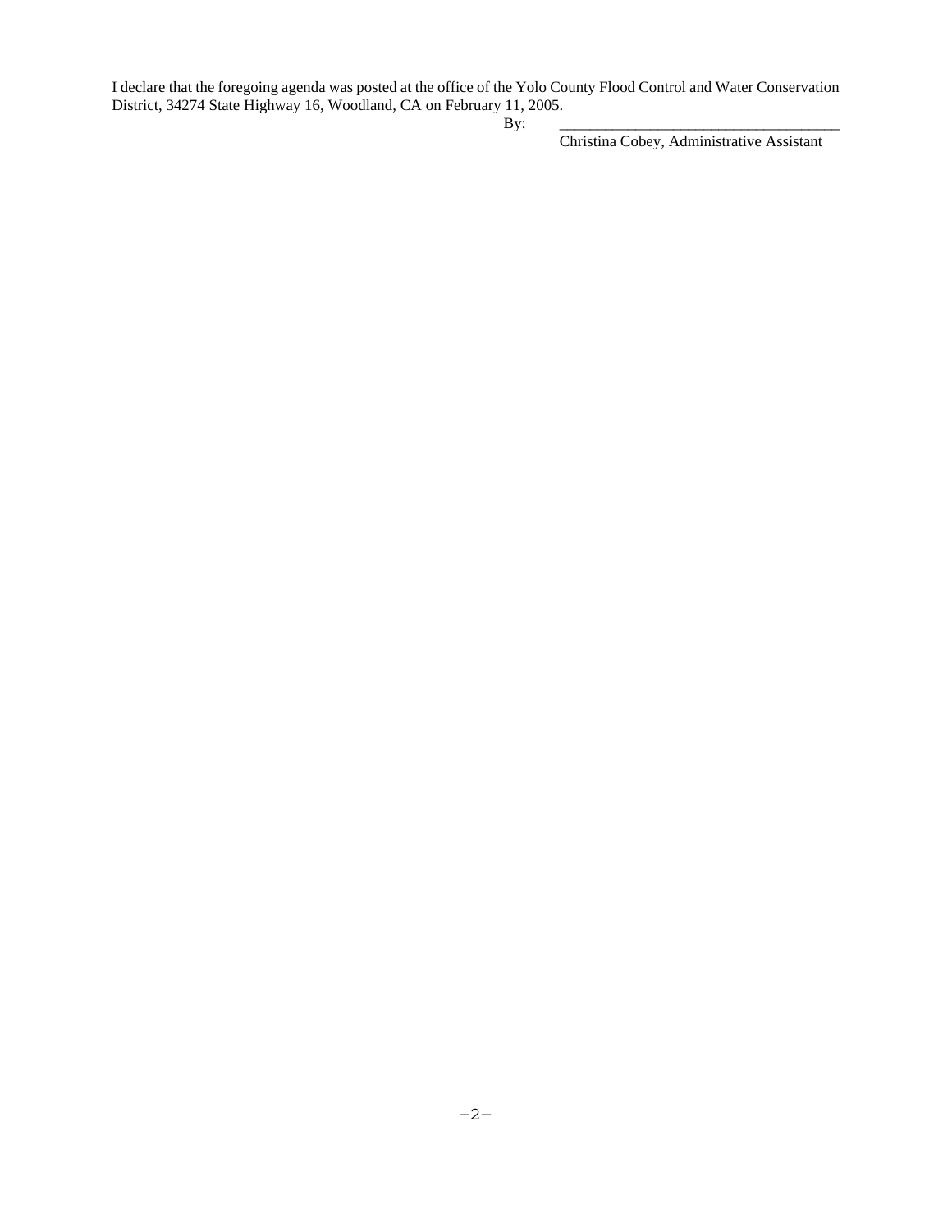I declare that the foregoing agenda was posted at the office of the Yolo County Flood Control and Water Conservation District, 34274 State Highway 16, Woodland, CA on February 11, 2005.

By: ____________________________________

Christina Cobey, Administrative Assistant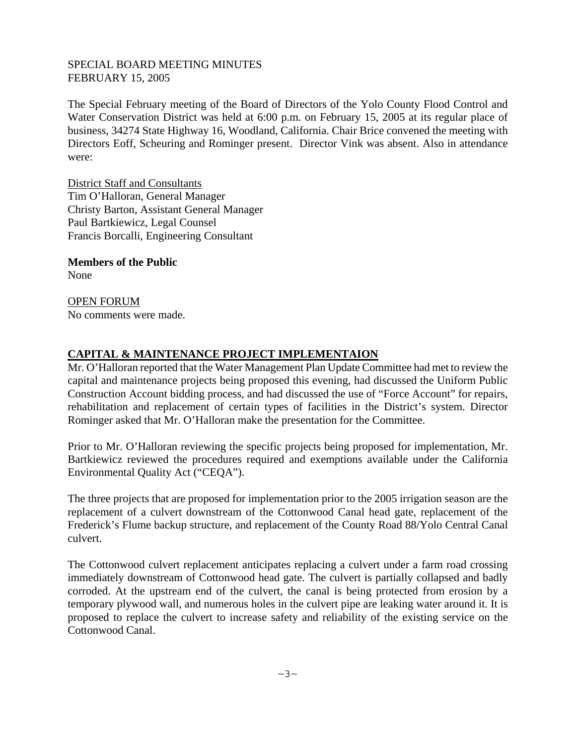SPECIAL BOARD MEETING MINUTES
FEBRUARY 15, 2005

The Special February meeting of the Board of Directors of the Yolo County Flood Control and Water Conservation District was held at 6:00 p.m. on February 15, 2005 at its regular place of business, 34274 State Highway 16, Woodland, California. Chair Brice convened the meeting with Directors Eoff, Scheuring and Rominger present. Director Vink was absent. Also in attendance were:

District Staff and Consultants
Tim O'Halloran, General Manager
Christy Barton, Assistant General Manager
Paul Bartkiewicz, Legal Counsel
Francis Borcalli, Engineering Consultant

**Members of the Public**
None

OPEN FORUM
No comments were made.

## CAPITAL & MAINTENANCE PROJECT IMPLEMENTAION

Mr. O'Halloran reported that the Water Management Plan Update Committee had met to review the capital and maintenance projects being proposed this evening, had discussed the Uniform Public Construction Account bidding process, and had discussed the use of "Force Account" for repairs, rehabilitation and replacement of certain types of facilities in the District's system. Director Rominger asked that Mr. O'Halloran make the presentation for the Committee.

Prior to Mr. O'Halloran reviewing the specific projects being proposed for implementation, Mr. Bartkiewicz reviewed the procedures required and exemptions available under the California Environmental Quality Act ("CEQA").

The three projects that are proposed for implementation prior to the 2005 irrigation season are the replacement of a culvert downstream of the Cottonwood Canal head gate, replacement of the Frederick's Flume backup structure, and replacement of the County Road 88/Yolo Central Canal culvert.

The Cottonwood culvert replacement anticipates replacing a culvert under a farm road crossing immediately downstream of Cottonwood head gate. The culvert is partially collapsed and badly corroded. At the upstream end of the culvert, the canal is being protected from erosion by a temporary plywood wall, and numerous holes in the culvert pipe are leaking water around it. It is proposed to replace the culvert to increase safety and reliability of the existing service on the Cottonwood Canal.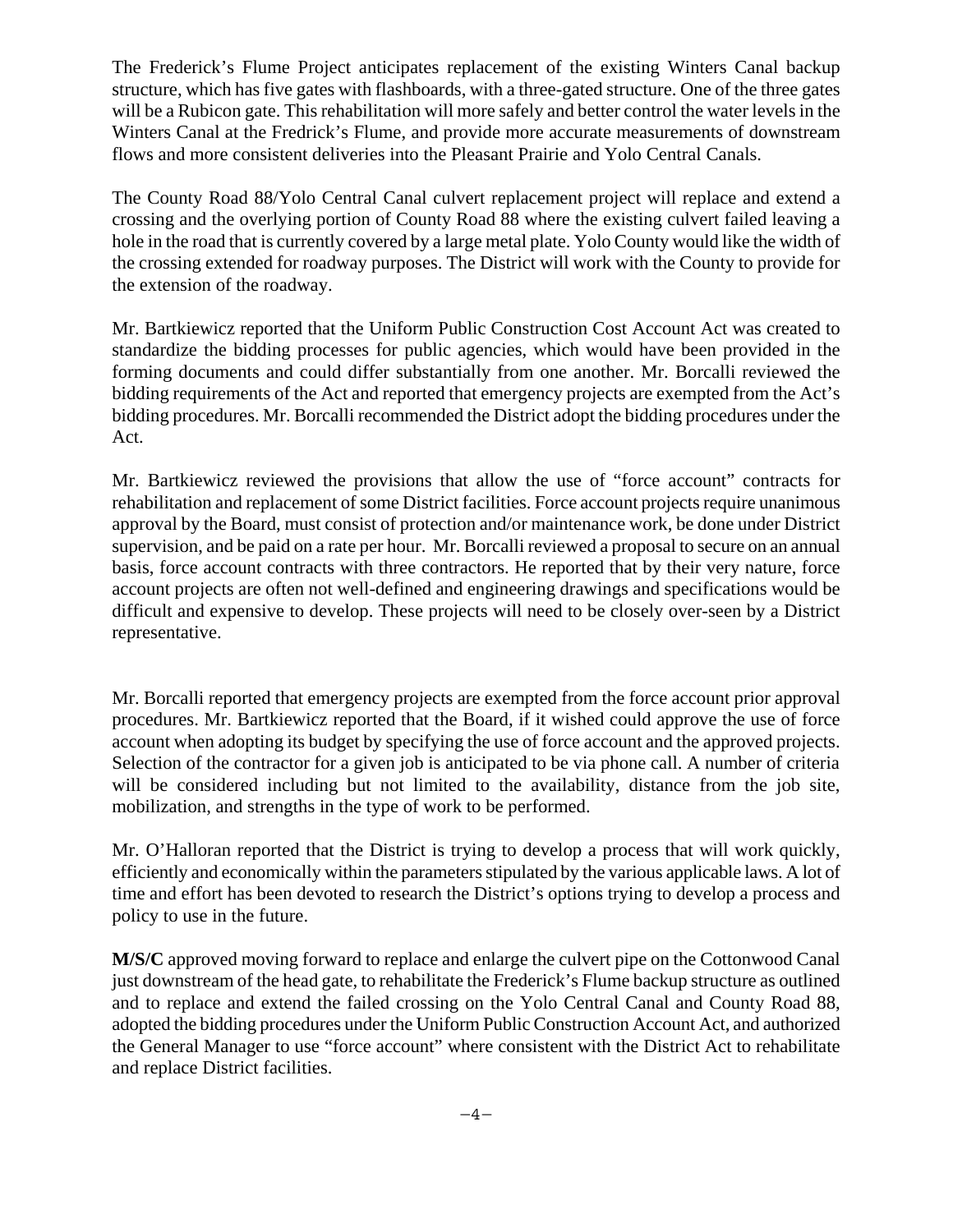The Frederick's Flume Project anticipates replacement of the existing Winters Canal backup structure, which has five gates with flashboards, with a three-gated structure. One of the three gates will be a Rubicon gate. This rehabilitation will more safely and better control the water levels in the Winters Canal at the Fredrick's Flume, and provide more accurate measurements of downstream flows and more consistent deliveries into the Pleasant Prairie and Yolo Central Canals.

The County Road 88/Yolo Central Canal culvert replacement project will replace and extend a crossing and the overlying portion of County Road 88 where the existing culvert failed leaving a hole in the road that is currently covered by a large metal plate. Yolo County would like the width of the crossing extended for roadway purposes. The District will work with the County to provide for the extension of the roadway.

Mr. Bartkiewicz reported that the Uniform Public Construction Cost Account Act was created to standardize the bidding processes for public agencies, which would have been provided in the forming documents and could differ substantially from one another. Mr. Borcalli reviewed the bidding requirements of the Act and reported that emergency projects are exempted from the Act's bidding procedures. Mr. Borcalli recommended the District adopt the bidding procedures under the Act.

Mr. Bartkiewicz reviewed the provisions that allow the use of "force account" contracts for rehabilitation and replacement of some District facilities. Force account projects require unanimous approval by the Board, must consist of protection and/or maintenance work, be done under District supervision, and be paid on a rate per hour. Mr. Borcalli reviewed a proposal to secure on an annual basis, force account contracts with three contractors. He reported that by their very nature, force account projects are often not well-defined and engineering drawings and specifications would be difficult and expensive to develop. These projects will need to be closely over-seen by a District representative.

Mr. Borcalli reported that emergency projects are exempted from the force account prior approval procedures. Mr. Bartkiewicz reported that the Board, if it wished could approve the use of force account when adopting its budget by specifying the use of force account and the approved projects. Selection of the contractor for a given job is anticipated to be via phone call. A number of criteria will be considered including but not limited to the availability, distance from the job site, mobilization, and strengths in the type of work to be performed.

Mr. O'Halloran reported that the District is trying to develop a process that will work quickly, efficiently and economically within the parameters stipulated by the various applicable laws. A lot of time and effort has been devoted to research the District's options trying to develop a process and policy to use in the future.

**M/S/C** approved moving forward to replace and enlarge the culvert pipe on the Cottonwood Canal just downstream of the head gate, to rehabilitate the Frederick's Flume backup structure as outlined and to replace and extend the failed crossing on the Yolo Central Canal and County Road 88, adopted the bidding procedures under the Uniform Public Construction Account Act, and authorized the General Manager to use "force account" where consistent with the District Act to rehabilitate and replace District facilities.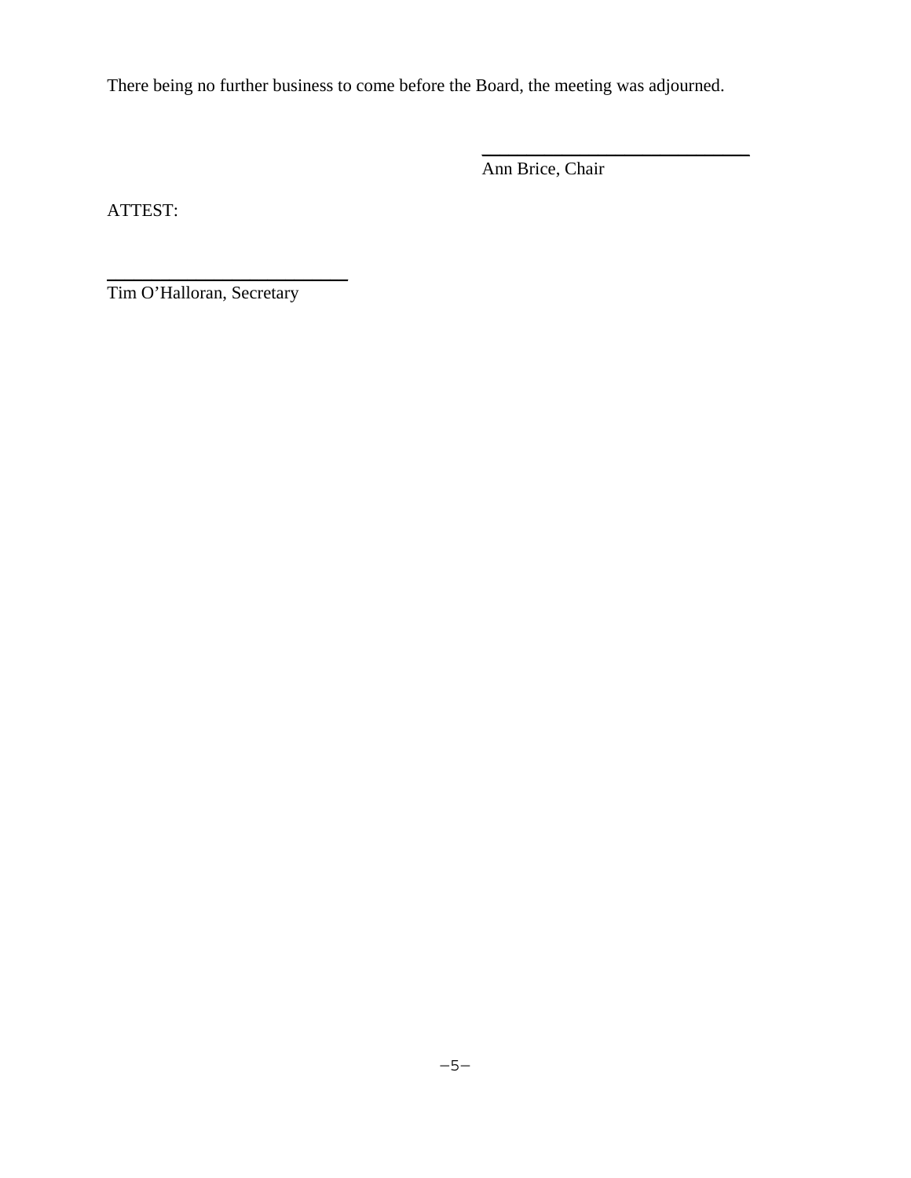There being no further business to come before the Board, the meeting was adjourned.

\_\_\_\_\_\_\_\_\_\_\_\_\_\_\_\_\_\_\_\_\_\_\_\_\_\_\_\_\_\_
Ann Brice, Chair

ATTEST:

\_\_\_\_\_\_\_\_\_\_\_\_\_\_\_\_\_\_\_\_\_\_\_\_\_\_\_\_\_\_
Tim O'Halloran, Secretary